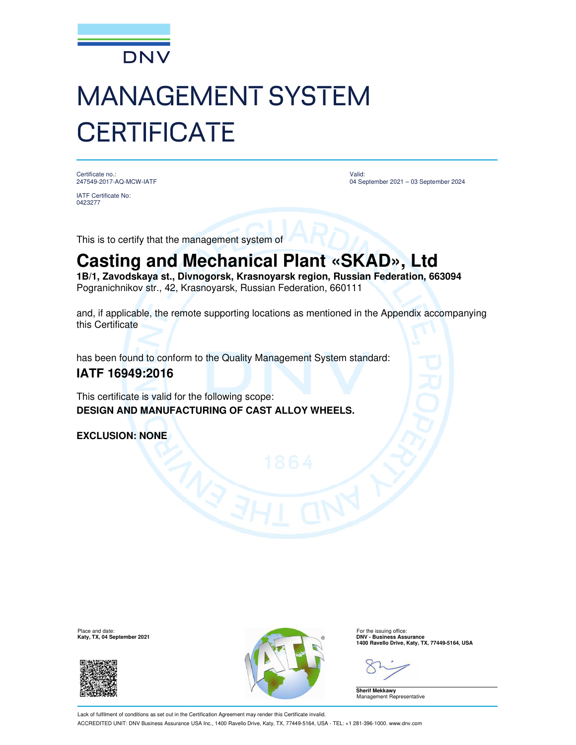DNV

# MANAGEMENT SYSTEM CERTIFICATE

Certificate no.:
247549-2017-AQ-MCW-IATF

IATF Certificate No:
0423277

Valid:
04 September 2021 – 03 September 2024

This is to certify that the management system of

## Casting and Mechanical Plant «SKAD», Ltd

**1B/1, Zavodskaya st., Divnogorsk, Krasnoyarsk region, Russian Federation, 663094**
Pogranichnikov str., 42, Krasnoyarsk, Russian Federation, 660111

and, if applicable, the remote supporting locations as mentioned in the Appendix accompanying this Certificate

has been found to conform to the Quality Management System standard:

### IATF 16949:2016

This certificate is valid for the following scope:
**DESIGN AND MANUFACTURING OF CAST ALLOY WHEELS.**

**EXCLUSION: NONE**

Place and date:
**Katy, TX, 04 September 2021**

For the issuing office:
**DNV - Business Assurance**
**1400 Ravello Drive, Katy, TX, 77449-5164, USA**

**Sherif Mekkawy**
Management Representative

Lack of fulfilment of conditions as set out in the Certification Agreement may render this Certificate invalid.
ACCREDITED UNIT: DNV Business Assurance USA Inc., 1400 Ravello Drive, Katy, TX, 77449-5164, USA - TEL: +1 281-396-1000. www.dnv.com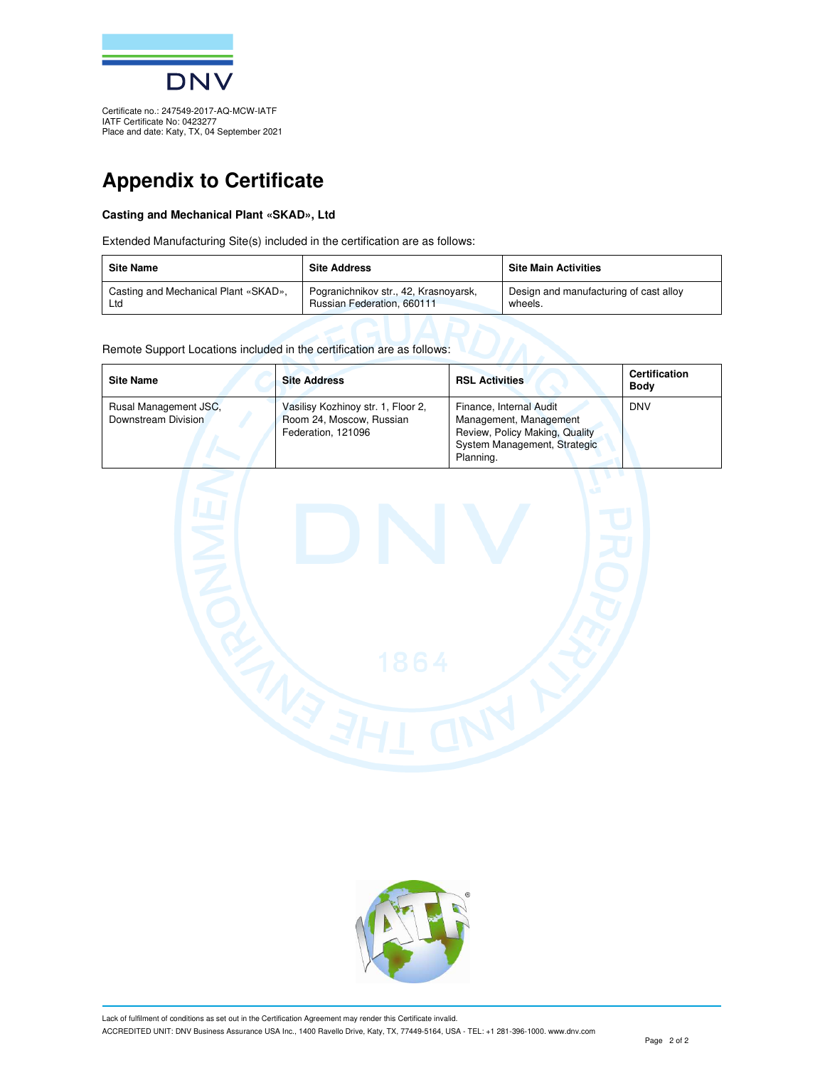Certificate no.: 247549-2017-AQ-MCW-IATF
IATF Certificate No: 0423277
Place and date: Katy, TX, 04 September 2021

# Appendix to Certificate

**Casting and Mechanical Plant «SKAD», Ltd**

Extended Manufacturing Site(s) included in the certification are as follows:

| Site Name | Site Address | Site Main Activities |
|---|---|---|
| Casting and Mechanical Plant «SKAD», Ltd | Pogranichnikov str., 42, Krasnoyarsk, Russian Federation, 660111 | Design and manufacturing of cast alloy wheels. |

Remote Support Locations included in the certification are as follows:

| Site Name | Site Address | RSL Activities | Certification Body |
|---|---|---|---|
| Rusal Management JSC, Downstream Division | Vasilisy Kozhinoy str. 1, Floor 2, Room 24, Moscow, Russian Federation, 121096 | Finance, Internal Audit Management, Management Review, Policy Making, Quality System Management, Strategic Planning. | DNV |

Lack of fulfilment of conditions as set out in the Certification Agreement may render this Certificate invalid.

ACCREDITED UNIT: DNV Business Assurance USA Inc., 1400 Ravello Drive, Katy, TX, 77449-5164, USA - TEL: +1 281-396-1000. www.dnv.com